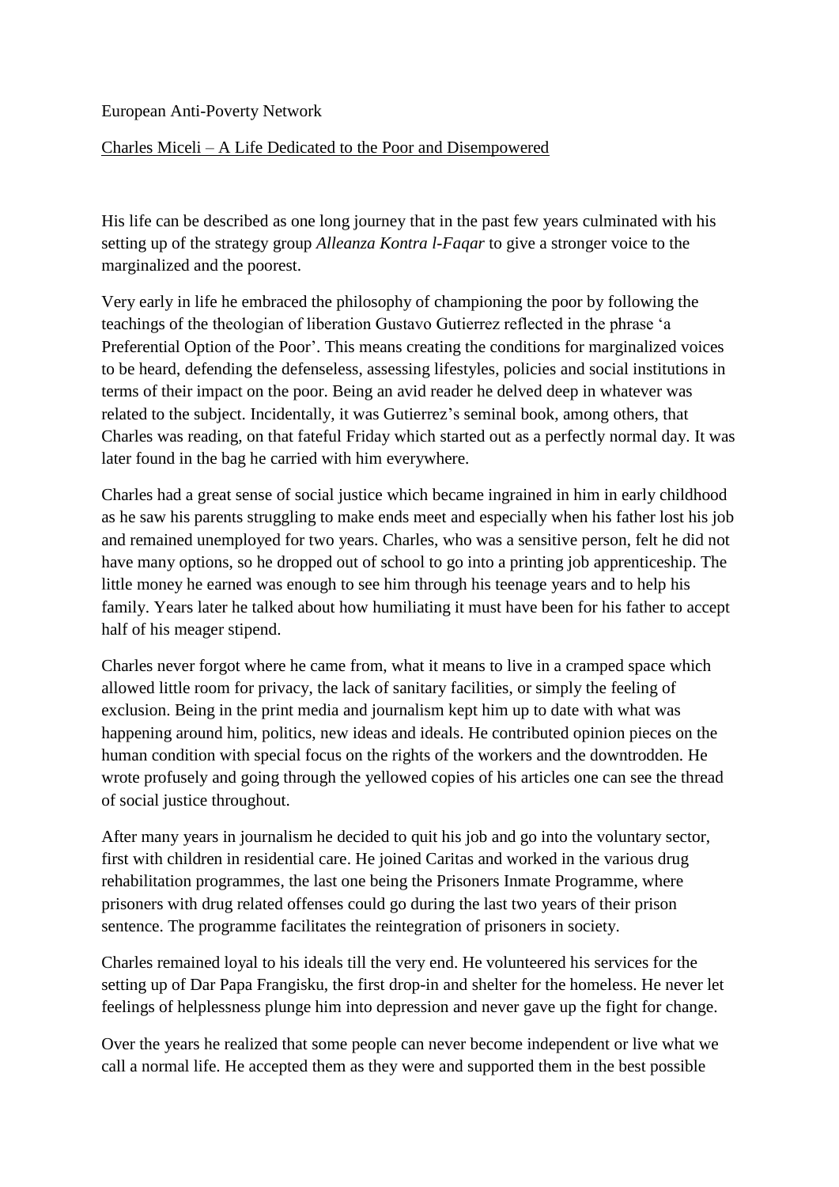European Anti-Poverty Network

## Charles Miceli – A Life Dedicated to the Poor and Disempowered

His life can be described as one long journey that in the past few years culminated with his setting up of the strategy group *Alleanza Kontra l-Faqar* to give a stronger voice to the marginalized and the poorest.

Very early in life he embraced the philosophy of championing the poor by following the teachings of the theologian of liberation Gustavo Gutierrez reflected in the phrase 'a Preferential Option of the Poor'. This means creating the conditions for marginalized voices to be heard, defending the defenseless, assessing lifestyles, policies and social institutions in terms of their impact on the poor. Being an avid reader he delved deep in whatever was related to the subject. Incidentally, it was Gutierrez's seminal book, among others, that Charles was reading, on that fateful Friday which started out as a perfectly normal day. It was later found in the bag he carried with him everywhere.

Charles had a great sense of social justice which became ingrained in him in early childhood as he saw his parents struggling to make ends meet and especially when his father lost his job and remained unemployed for two years. Charles, who was a sensitive person, felt he did not have many options, so he dropped out of school to go into a printing job apprenticeship. The little money he earned was enough to see him through his teenage years and to help his family. Years later he talked about how humiliating it must have been for his father to accept half of his meager stipend.

Charles never forgot where he came from, what it means to live in a cramped space which allowed little room for privacy, the lack of sanitary facilities, or simply the feeling of exclusion. Being in the print media and journalism kept him up to date with what was happening around him, politics, new ideas and ideals. He contributed opinion pieces on the human condition with special focus on the rights of the workers and the downtrodden. He wrote profusely and going through the yellowed copies of his articles one can see the thread of social justice throughout.

After many years in journalism he decided to quit his job and go into the voluntary sector, first with children in residential care. He joined Caritas and worked in the various drug rehabilitation programmes, the last one being the Prisoners Inmate Programme, where prisoners with drug related offenses could go during the last two years of their prison sentence. The programme facilitates the reintegration of prisoners in society.

Charles remained loyal to his ideals till the very end. He volunteered his services for the setting up of Dar Papa Frangisku, the first drop-in and shelter for the homeless. He never let feelings of helplessness plunge him into depression and never gave up the fight for change.

Over the years he realized that some people can never become independent or live what we call a normal life. He accepted them as they were and supported them in the best possible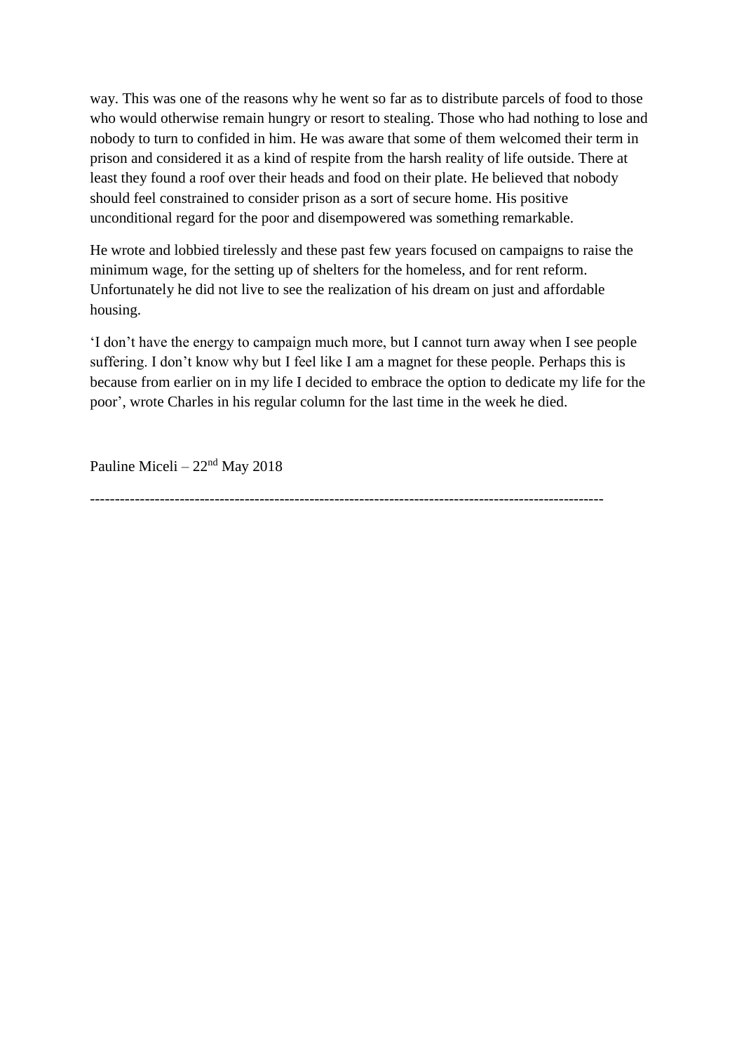way. This was one of the reasons why he went so far as to distribute parcels of food to those who would otherwise remain hungry or resort to stealing. Those who had nothing to lose and nobody to turn to confided in him. He was aware that some of them welcomed their term in prison and considered it as a kind of respite from the harsh reality of life outside. There at least they found a roof over their heads and food on their plate. He believed that nobody should feel constrained to consider prison as a sort of secure home. His positive unconditional regard for the poor and disempowered was something remarkable.

He wrote and lobbied tirelessly and these past few years focused on campaigns to raise the minimum wage, for the setting up of shelters for the homeless, and for rent reform. Unfortunately he did not live to see the realization of his dream on just and affordable housing.

'I don't have the energy to campaign much more, but I cannot turn away when I see people suffering. I don't know why but I feel like I am a magnet for these people. Perhaps this is because from earlier on in my life I decided to embrace the option to dedicate my life for the poor', wrote Charles in his regular column for the last time in the week he died.

Pauline Miceli – 22nd May 2018

---